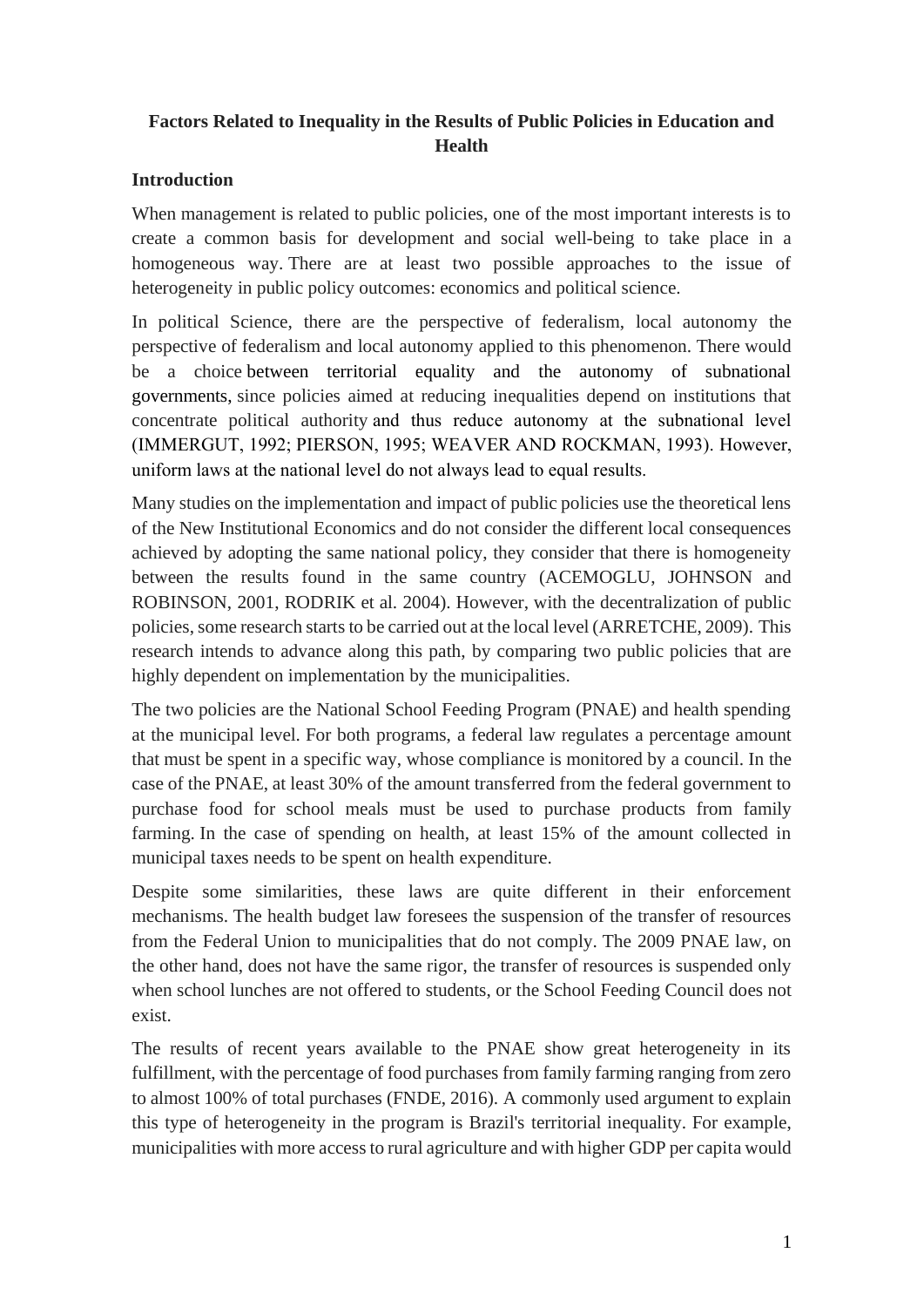**Factors Related to Inequality in the Results of Public Policies in Education and Health**

**Introduction**

When management is related to public policies, one of the most important interests is to create a common basis for development and social well-being to take place in a homogeneous way. There are at least two possible approaches to the issue of heterogeneity in public policy outcomes: economics and political science.

In political Science, there are the perspective of federalism, local autonomy the perspective of federalism and local autonomy applied to this phenomenon. There would be a choice between territorial equality and the autonomy of subnational governments, since policies aimed at reducing inequalities depend on institutions that concentrate political authority and thus reduce autonomy at the subnational level (IMMERGUT, 1992; PIERSON, 1995; WEAVER AND ROCKMAN, 1993). However, uniform laws at the national level do not always lead to equal results.

Many studies on the implementation and impact of public policies use the theoretical lens of the New Institutional Economics and do not consider the different local consequences achieved by adopting the same national policy, they consider that there is homogeneity between the results found in the same country (ACEMOGLU, JOHNSON and ROBINSON, 2001, RODRIK et al. 2004). However, with the decentralization of public policies, some research starts to be carried out at the local level (ARRETCHE, 2009). This research intends to advance along this path, by comparing two public policies that are highly dependent on implementation by the municipalities.

The two policies are the National School Feeding Program (PNAE) and health spending at the municipal level. For both programs, a federal law regulates a percentage amount that must be spent in a specific way, whose compliance is monitored by a council. In the case of the PNAE, at least 30% of the amount transferred from the federal government to purchase food for school meals must be used to purchase products from family farming. In the case of spending on health, at least 15% of the amount collected in municipal taxes needs to be spent on health expenditure.

Despite some similarities, these laws are quite different in their enforcement mechanisms. The health budget law foresees the suspension of the transfer of resources from the Federal Union to municipalities that do not comply. The 2009 PNAE law, on the other hand, does not have the same rigor, the transfer of resources is suspended only when school lunches are not offered to students, or the School Feeding Council does not exist.

The results of recent years available to the PNAE show great heterogeneity in its fulfillment, with the percentage of food purchases from family farming ranging from zero to almost 100% of total purchases (FNDE, 2016). A commonly used argument to explain this type of heterogeneity in the program is Brazil's territorial inequality. For example, municipalities with more access to rural agriculture and with higher GDP per capita would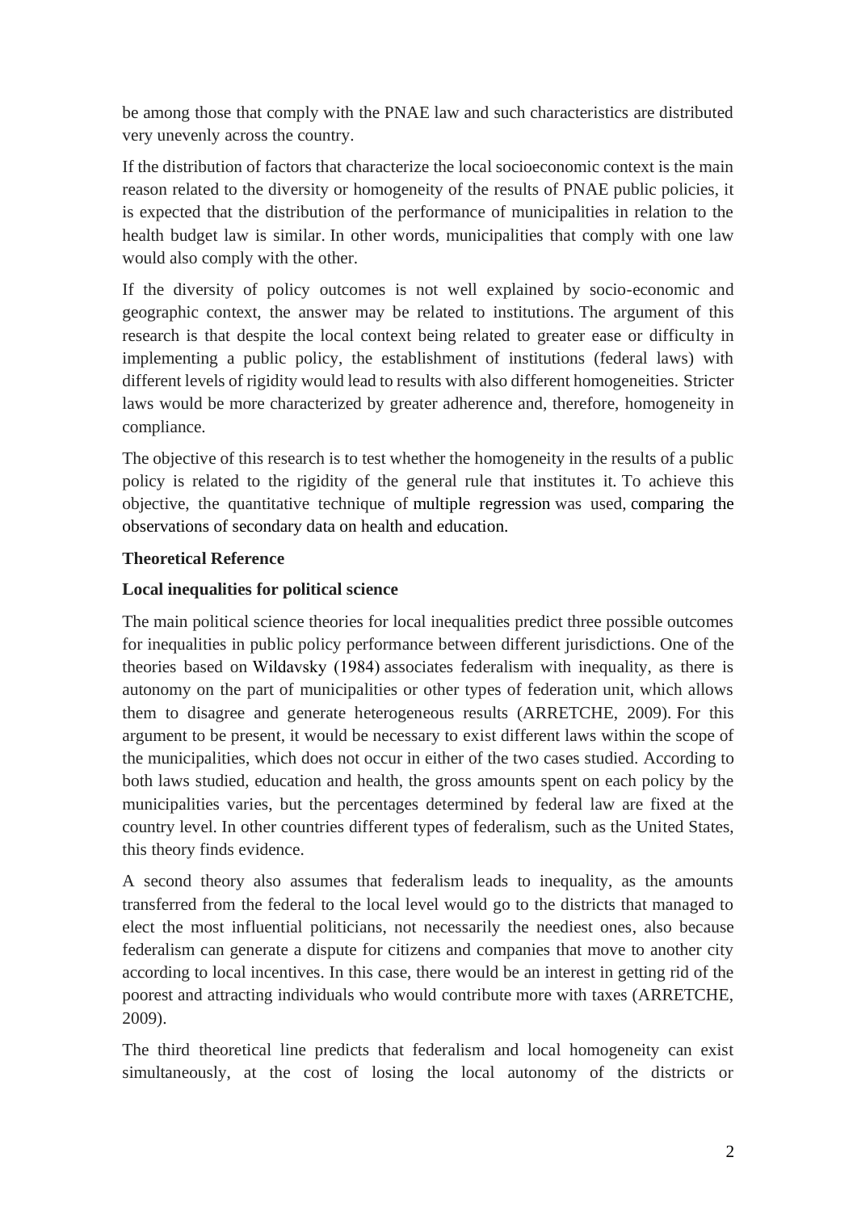be among those that comply with the PNAE law and such characteristics are distributed very unevenly across the country.

If the distribution of factors that characterize the local socioeconomic context is the main reason related to the diversity or homogeneity of the results of PNAE public policies, it is expected that the distribution of the performance of municipalities in relation to the health budget law is similar. In other words, municipalities that comply with one law would also comply with the other.

If the diversity of policy outcomes is not well explained by socio-economic and geographic context, the answer may be related to institutions. The argument of this research is that despite the local context being related to greater ease or difficulty in implementing a public policy, the establishment of institutions (federal laws) with different levels of rigidity would lead to results with also different homogeneities. Stricter laws would be more characterized by greater adherence and, therefore, homogeneity in compliance.

The objective of this research is to test whether the homogeneity in the results of a public policy is related to the rigidity of the general rule that institutes it. To achieve this objective, the quantitative technique of multiple regression was used, comparing the observations of secondary data on health and education.

## Theoretical Reference

### Local inequalities for political science

The main political science theories for local inequalities predict three possible outcomes for inequalities in public policy performance between different jurisdictions. One of the theories based on Wildavsky (1984) associates federalism with inequality, as there is autonomy on the part of municipalities or other types of federation unit, which allows them to disagree and generate heterogeneous results (ARRETCHE, 2009). For this argument to be present, it would be necessary to exist different laws within the scope of the municipalities, which does not occur in either of the two cases studied. According to both laws studied, education and health, the gross amounts spent on each policy by the municipalities varies, but the percentages determined by federal law are fixed at the country level. In other countries different types of federalism, such as the United States, this theory finds evidence.

A second theory also assumes that federalism leads to inequality, as the amounts transferred from the federal to the local level would go to the districts that managed to elect the most influential politicians, not necessarily the neediest ones, also because federalism can generate a dispute for citizens and companies that move to another city according to local incentives. In this case, there would be an interest in getting rid of the poorest and attracting individuals who would contribute more with taxes (ARRETCHE, 2009).

The third theoretical line predicts that federalism and local homogeneity can exist simultaneously, at the cost of losing the local autonomy of the districts or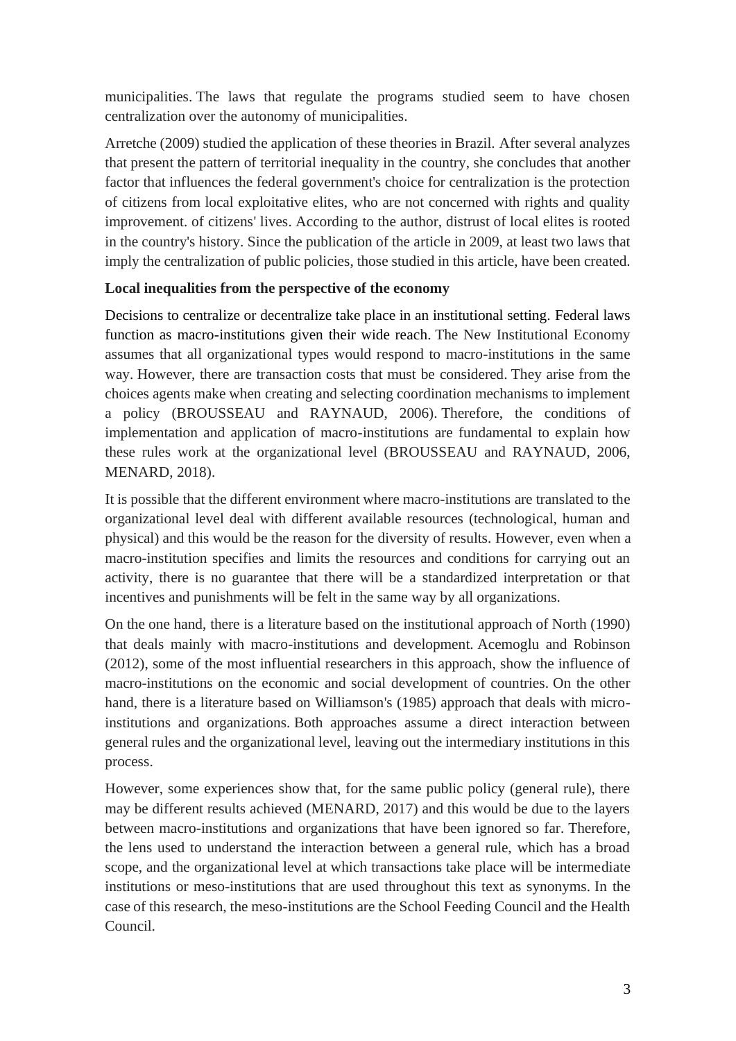municipalities. The laws that regulate the programs studied seem to have chosen centralization over the autonomy of municipalities.

Arretche (2009) studied the application of these theories in Brazil. After several analyzes that present the pattern of territorial inequality in the country, she concludes that another factor that influences the federal government's choice for centralization is the protection of citizens from local exploitative elites, who are not concerned with rights and quality improvement. of citizens' lives. According to the author, distrust of local elites is rooted in the country's history. Since the publication of the article in 2009, at least two laws that imply the centralization of public policies, those studied in this article, have been created.

**Local inequalities from the perspective of the economy**

Decisions to centralize or decentralize take place in an institutional setting. Federal laws function as macro-institutions given their wide reach. The New Institutional Economy assumes that all organizational types would respond to macro-institutions in the same way. However, there are transaction costs that must be considered. They arise from the choices agents make when creating and selecting coordination mechanisms to implement a policy (BROUSSEAU and RAYNAUD, 2006). Therefore, the conditions of implementation and application of macro-institutions are fundamental to explain how these rules work at the organizational level (BROUSSEAU and RAYNAUD, 2006, MENARD, 2018).

It is possible that the different environment where macro-institutions are translated to the organizational level deal with different available resources (technological, human and physical) and this would be the reason for the diversity of results. However, even when a macro-institution specifies and limits the resources and conditions for carrying out an activity, there is no guarantee that there will be a standardized interpretation or that incentives and punishments will be felt in the same way by all organizations.

On the one hand, there is a literature based on the institutional approach of North (1990) that deals mainly with macro-institutions and development. Acemoglu and Robinson (2012), some of the most influential researchers in this approach, show the influence of macro-institutions on the economic and social development of countries. On the other hand, there is a literature based on Williamson's (1985) approach that deals with micro-institutions and organizations. Both approaches assume a direct interaction between general rules and the organizational level, leaving out the intermediary institutions in this process.

However, some experiences show that, for the same public policy (general rule), there may be different results achieved (MENARD, 2017) and this would be due to the layers between macro-institutions and organizations that have been ignored so far. Therefore, the lens used to understand the interaction between a general rule, which has a broad scope, and the organizational level at which transactions take place will be intermediate institutions or meso-institutions that are used throughout this text as synonyms. In the case of this research, the meso-institutions are the School Feeding Council and the Health Council.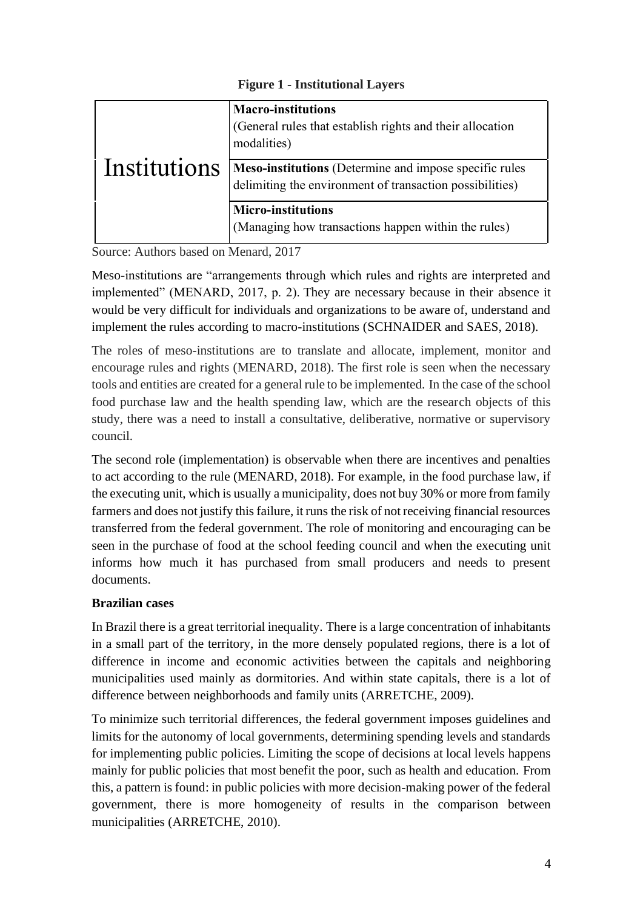**Figure 1 - Institutional Layers**

| Institutions | |
|---|---|
| | **Macro-institutions** (General rules that establish rights and their allocation modalities) |
| | **Meso-institutions** (Determine and impose specific rules delimiting the environment of transaction possibilities) |
| | **Micro-institutions** (Managing how transactions happen within the rules) |

Source: Authors based on Menard, 2017

Meso-institutions are "arrangements through which rules and rights are interpreted and implemented" (MENARD, 2017, p. 2). They are necessary because in their absence it would be very difficult for individuals and organizations to be aware of, understand and implement the rules according to macro-institutions (SCHNAIDER and SAES, 2018).

The roles of meso-institutions are to translate and allocate, implement, monitor and encourage rules and rights (MENARD, 2018). The first role is seen when the necessary tools and entities are created for a general rule to be implemented. In the case of the school food purchase law and the health spending law, which are the research objects of this study, there was a need to install a consultative, deliberative, normative or supervisory council.

The second role (implementation) is observable when there are incentives and penalties to act according to the rule (MENARD, 2018). For example, in the food purchase law, if the executing unit, which is usually a municipality, does not buy 30% or more from family farmers and does not justify this failure, it runs the risk of not receiving financial resources transferred from the federal government. The role of monitoring and encouraging can be seen in the purchase of food at the school feeding council and when the executing unit informs how much it has purchased from small producers and needs to present documents.

**Brazilian cases**

In Brazil there is a great territorial inequality. There is a large concentration of inhabitants in a small part of the territory, in the more densely populated regions, there is a lot of difference in income and economic activities between the capitals and neighboring municipalities used mainly as dormitories. And within state capitals, there is a lot of difference between neighborhoods and family units (ARRETCHE, 2009).

To minimize such territorial differences, the federal government imposes guidelines and limits for the autonomy of local governments, determining spending levels and standards for implementing public policies. Limiting the scope of decisions at local levels happens mainly for public policies that most benefit the poor, such as health and education. From this, a pattern is found: in public policies with more decision-making power of the federal government, there is more homogeneity of results in the comparison between municipalities (ARRETCHE, 2010).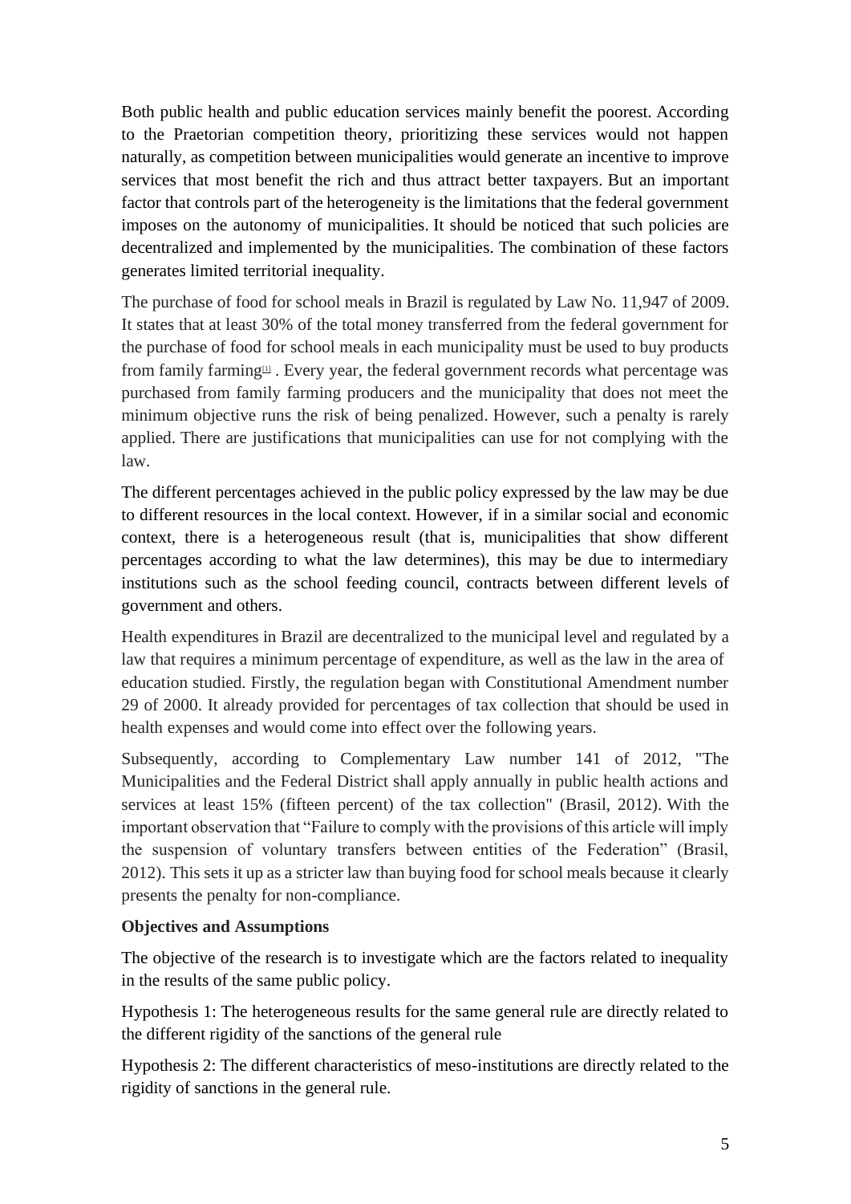Both public health and public education services mainly benefit the poorest. According to the Praetorian competition theory, prioritizing these services would not happen naturally, as competition between municipalities would generate an incentive to improve services that most benefit the rich and thus attract better taxpayers. But an important factor that controls part of the heterogeneity is the limitations that the federal government imposes on the autonomy of municipalities. It should be noticed that such policies are decentralized and implemented by the municipalities. The combination of these factors generates limited territorial inequality.

The purchase of food for school meals in Brazil is regulated by Law No. 11,947 of 2009. It states that at least 30% of the total money transferred from the federal government for the purchase of food for school meals in each municipality must be used to buy products from family farming[1]. Every year, the federal government records what percentage was purchased from family farming producers and the municipality that does not meet the minimum objective runs the risk of being penalized. However, such a penalty is rarely applied. There are justifications that municipalities can use for not complying with the law.

The different percentages achieved in the public policy expressed by the law may be due to different resources in the local context. However, if in a similar social and economic context, there is a heterogeneous result (that is, municipalities that show different percentages according to what the law determines), this may be due to intermediary institutions such as the school feeding council, contracts between different levels of government and others.

Health expenditures in Brazil are decentralized to the municipal level and regulated by a law that requires a minimum percentage of expenditure, as well as the law in the area of education studied. Firstly, the regulation began with Constitutional Amendment number 29 of 2000. It already provided for percentages of tax collection that should be used in health expenses and would come into effect over the following years.

Subsequently, according to Complementary Law number 141 of 2012, "The Municipalities and the Federal District shall apply annually in public health actions and services at least 15% (fifteen percent) of the tax collection" (Brasil, 2012). With the important observation that "Failure to comply with the provisions of this article will imply the suspension of voluntary transfers between entities of the Federation" (Brasil, 2012). This sets it up as a stricter law than buying food for school meals because it clearly presents the penalty for non-compliance.

**Objectives and Assumptions**

The objective of the research is to investigate which are the factors related to inequality in the results of the same public policy.

Hypothesis 1: The heterogeneous results for the same general rule are directly related to the different rigidity of the sanctions of the general rule

Hypothesis 2: The different characteristics of meso-institutions are directly related to the rigidity of sanctions in the general rule.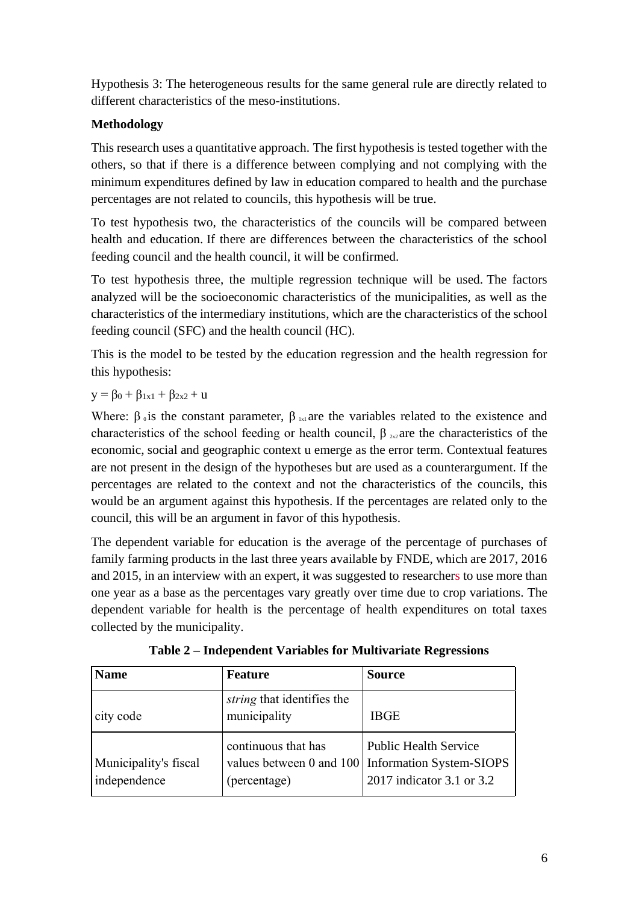Hypothesis 3: The heterogeneous results for the same general rule are directly related to different characteristics of the meso-institutions.

**Methodology**

This research uses a quantitative approach. The first hypothesis is tested together with the others, so that if there is a difference between complying and not complying with the minimum expenditures defined by law in education compared to health and the purchase percentages are not related to councils, this hypothesis will be true.

To test hypothesis two, the characteristics of the councils will be compared between health and education. If there are differences between the characteristics of the school feeding council and the health council, it will be confirmed.

To test hypothesis three, the multiple regression technique will be used. The factors analyzed will be the socioeconomic characteristics of the municipalities, as well as the characteristics of the intermediary institutions, which are the characteristics of the school feeding council (SFC) and the health council (HC).

This is the model to be tested by the education regression and the health regression for this hypothesis:

$y = \beta_0 + \beta_{1x1} + \beta_{2x2} + u$

Where: $\beta_0$ is the constant parameter, $\beta_{1x1}$ are the variables related to the existence and characteristics of the school feeding or health council, $\beta_{2x2}$ are the characteristics of the economic, social and geographic context u emerge as the error term. Contextual features are not present in the design of the hypotheses but are used as a counterargument. If the percentages are related to the context and not the characteristics of the councils, this would be an argument against this hypothesis. If the percentages are related only to the council, this will be an argument in favor of this hypothesis.

The dependent variable for education is the average of the percentage of purchases of family farming products in the last three years available by FNDE, which are 2017, 2016 and 2015, in an interview with an expert, it was suggested to researchers to use more than one year as a base as the percentages vary greatly over time due to crop variations. The dependent variable for health is the percentage of health expenditures on total taxes collected by the municipality.

**Table 2 – Independent Variables for Multivariate Regressions**

| Name | Feature | Source |
|---|---|---|
| city code | *string* that identifies the municipality | IBGE |
| Municipality's fiscal independence | continuous that has values between 0 and 100 (percentage) | Public Health Service Information System-SIOPS 2017 indicator 3.1 or 3.2 |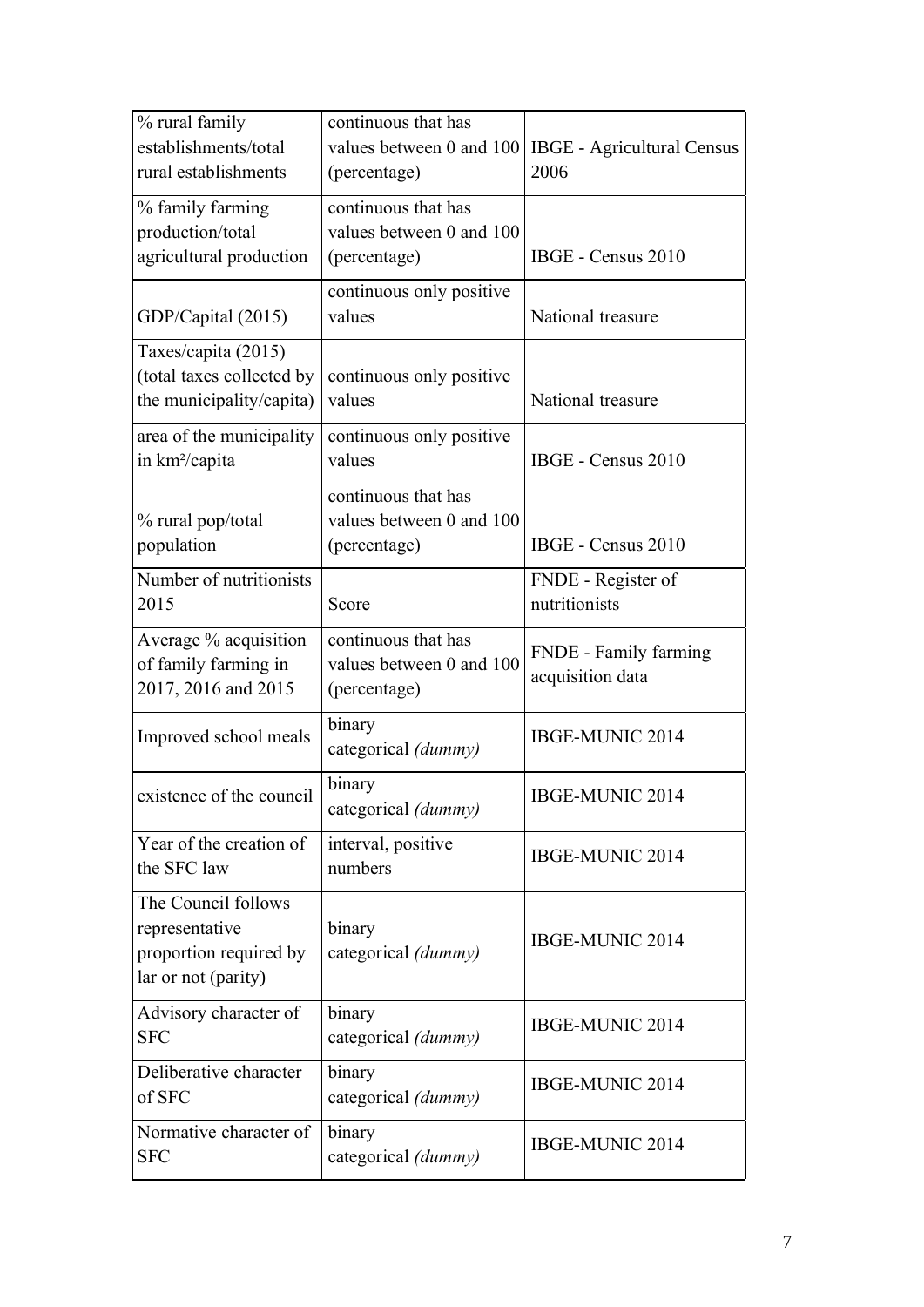| % rural family establishments/total rural establishments | continuous that has values between 0 and 100 (percentage) | IBGE - Agricultural Census 2006 |
|---|---|---|
| % family farming production/total agricultural production | continuous that has values between 0 and 100 (percentage) | IBGE - Census 2010 |
| GDP/Capital (2015) | continuous only positive values | National treasure |
| Taxes/capita (2015) (total taxes collected by the municipality/capita) | continuous only positive values | National treasure |
| area of the municipality in km²/capita | continuous only positive values | IBGE - Census 2010 |
| % rural pop/total population | continuous that has values between 0 and 100 (percentage) | IBGE - Census 2010 |
| Number of nutritionists 2015 | Score | FNDE - Register of nutritionists |
| Average % acquisition of family farming in 2017, 2016 and 2015 | continuous that has values between 0 and 100 (percentage) | FNDE - Family farming acquisition data |
| Improved school meals | binary categorical *(dummy)* | IBGE-MUNIC 2014 |
| existence of the council | binary categorical *(dummy)* | IBGE-MUNIC 2014 |
| Year of the creation of the SFC law | interval, positive numbers | IBGE-MUNIC 2014 |
| The Council follows representative proportion required by lar or not (parity) | binary categorical *(dummy)* | IBGE-MUNIC 2014 |
| Advisory character of SFC | binary categorical *(dummy)* | IBGE-MUNIC 2014 |
| Deliberative character of SFC | binary categorical *(dummy)* | IBGE-MUNIC 2014 |
| Normative character of SFC | binary categorical *(dummy)* | IBGE-MUNIC 2014 |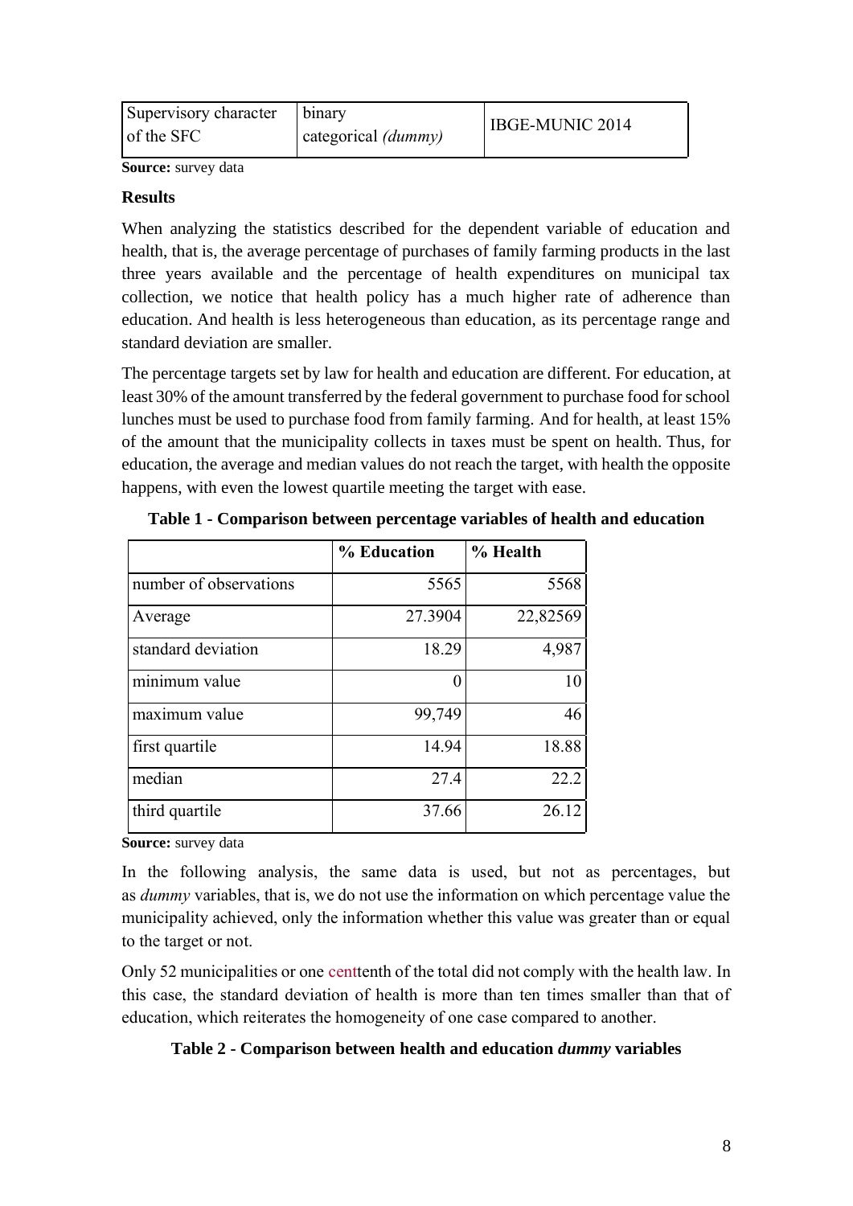| Supervisory character of the SFC | binary categorical *(dummy)* | IBGE-MUNIC 2014 |
|---|---|---|

**Source:** survey data

**Results**

When analyzing the statistics described for the dependent variable of education and health, that is, the average percentage of purchases of family farming products in the last three years available and the percentage of health expenditures on municipal tax collection, we notice that health policy has a much higher rate of adherence than education. And health is less heterogeneous than education, as its percentage range and standard deviation are smaller.

The percentage targets set by law for health and education are different. For education, at least 30% of the amount transferred by the federal government to purchase food for school lunches must be used to purchase food from family farming. And for health, at least 15% of the amount that the municipality collects in taxes must be spent on health. Thus, for education, the average and median values do not reach the target, with health the opposite happens, with even the lowest quartile meeting the target with ease.

**Table 1 - Comparison between percentage variables of health and education**

| | % Education | % Health |
|---|---|---|
| number of observations | 5565 | 5568 |
| Average | 27.3904 | 22,82569 |
| standard deviation | 18.29 | 4,987 |
| minimum value | 0 | 10 |
| maximum value | 99,749 | 46 |
| first quartile | 14.94 | 18.88 |
| median | 27.4 | 22.2 |
| third quartile | 37.66 | 26.12 |

**Source:** survey data

In the following analysis, the same data is used, but not as percentages, but as *dummy* variables, that is, we do not use the information on which percentage value the municipality achieved, only the information whether this value was greater than or equal to the target or not.

Only 52 municipalities or one centtenth of the total did not comply with the health law. In this case, the standard deviation of health is more than ten times smaller than that of education, which reiterates the homogeneity of one case compared to another.

**Table 2 - Comparison between health and education *dummy* variables**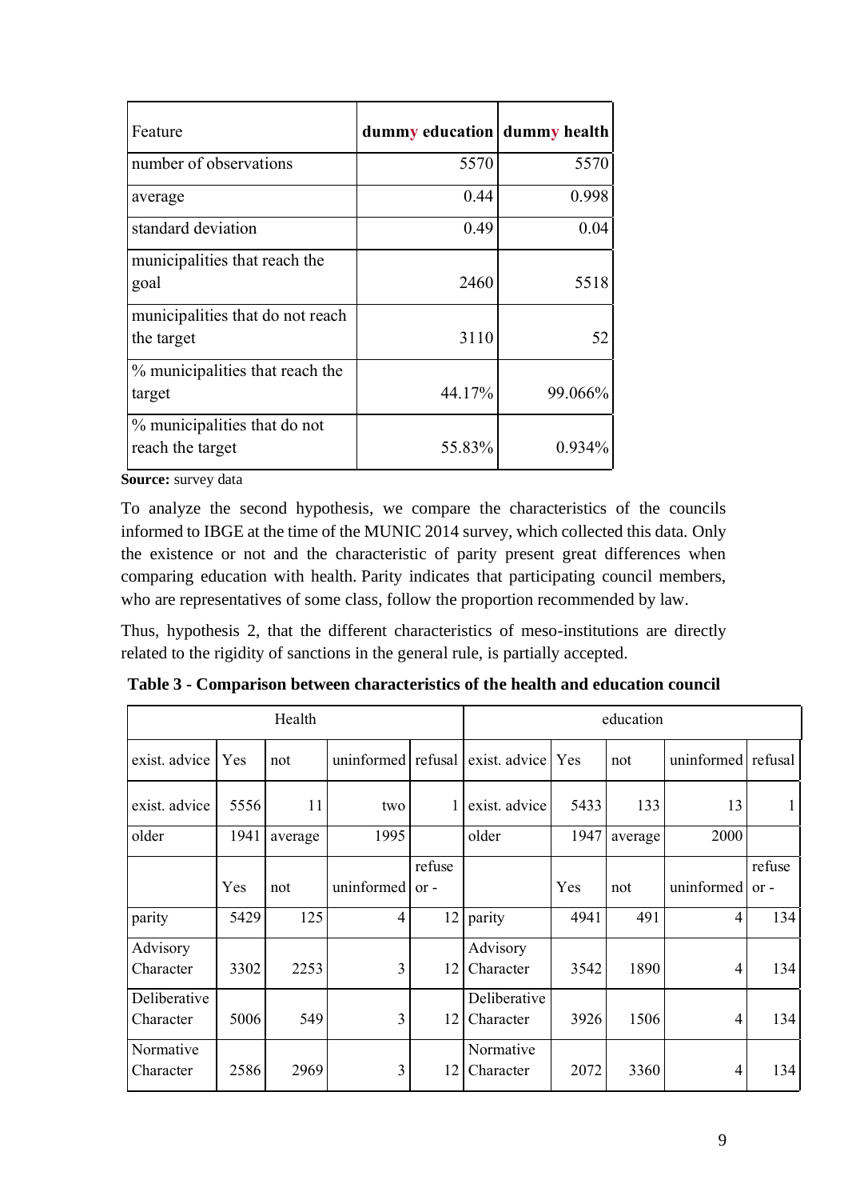| Feature | **dummy education** | **dummy health** |
|---|---|---|
| number of observations | 5570 | 5570 |
| average | 0.44 | 0.998 |
| standard deviation | 0.49 | 0.04 |
| municipalities that reach the goal | 2460 | 5518 |
| municipalities that do not reach the target | 3110 | 52 |
| % municipalities that reach the target | 44.17% | 99.066% |
| % municipalities that do not reach the target | 55.83% | 0.934% |

**Source:** survey data

To analyze the second hypothesis, we compare the characteristics of the councils informed to IBGE at the time of the MUNIC 2014 survey, which collected this data. Only the existence or not and the characteristic of parity present great differences when comparing education with health. Parity indicates that participating council members, who are representatives of some class, follow the proportion recommended by law.

Thus, hypothesis 2, that the different characteristics of meso-institutions are directly related to the rigidity of sanctions in the general rule, is partially accepted.

**Table 3 - Comparison between characteristics of the health and education council**

| Health | | | | | education | | | | |
|---|---|---|---|---|---|---|---|---|---|
| exist. advice | Yes | not | uninformed | refusal | exist. advice | Yes | not | uninformed | refusal |
| exist. advice | 5556 | 11 | two | 1 | exist. advice | 5433 | 133 | 13 | 1 |
| older | 1941 | average | 1995 | | older | 1947 | average | 2000 | |
| | Yes | not | uninformed | refuse or - | | Yes | not | uninformed | refuse or - |
| parity | 5429 | 125 | 4 | 12 | parity | 4941 | 491 | 4 | 134 |
| Advisory Character | 3302 | 2253 | 3 | 12 | Advisory Character | 3542 | 1890 | 4 | 134 |
| Deliberative Character | 5006 | 549 | 3 | 12 | Deliberative Character | 3926 | 1506 | 4 | 134 |
| Normative Character | 2586 | 2969 | 3 | 12 | Normative Character | 2072 | 3360 | 4 | 134 |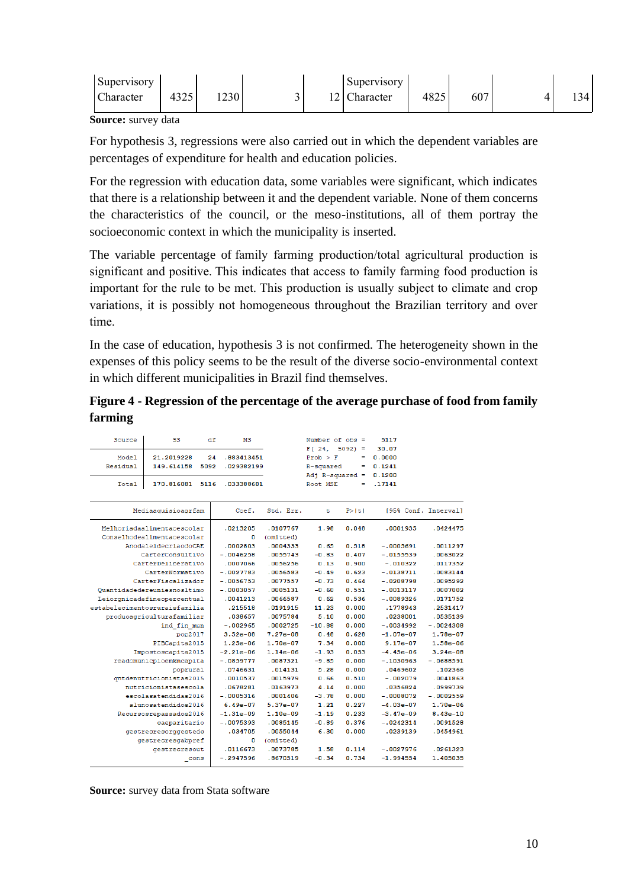| Supervisory Character | 4325 | 1230 | 3 | 12 | Supervisory Character | 4825 | 607 | 4 | 134 |
|---|---|---|---|---|---|---|---|---|---|

**Source:** survey data

For hypothesis 3, regressions were also carried out in which the dependent variables are percentages of expenditure for health and education policies.

For the regression with education data, some variables were significant, which indicates that there is a relationship between it and the dependent variable. None of them concerns the characteristics of the council, or the meso-institutions, all of them portray the socioeconomic context in which the municipality is inserted.

The variable percentage of family farming production/total agricultural production is significant and positive. This indicates that access to family farming food production is important for the rule to be met. This production is usually subject to climate and crop variations, it is possibly not homogeneous throughout the Brazilian territory and over time.

In the case of education, hypothesis 3 is not confirmed. The heterogeneity shown in the expenses of this policy seems to be the result of the diverse socio-environmental context in which different municipalities in Brazil find themselves.

**Figure 4 - Regression of the percentage of the average purchase of food from family farming**

```
      Source |       SS           df       MS      Number of obs   =     5117
-------------+----------------------------------   F(24, 5092)     =    30.07
       Model |  21.2019228        24  .883413451   Prob > F        =   0.0000
    Residual |  149.614158      5092  .029382199   R-squared       =   0.1241
-------------+----------------------------------   Adj R-squared   =   0.1200
       Total |  170.816081      5116  .033388601   Root MSE        =   .17141

----------------------------------------------------------------------------------------------
          Mediaaquisioagrfam |      Coef.   Std. Err.      t    P>|t|     [95% Conf. Interval]
-----------------------------+----------------------------------------------------------------
   Melhoriadaalimentaoescolar |   .0213205   .0107767     1.98   0.048     .0001935    .0424475
   Conselhodealimentaoescolar |          0  (omitted)
      AnodaleidecriaodoCAE    |   .0002803   .0004333     0.65   0.518    -.0005691    .0011297
            CarterConsultivo  |  -.0046258   .0055743    -0.83   0.407    -.0155539    .0063022
          CarterDeliberativo  |   .0007066   .0056256     0.13   0.900     -.010322    .0117352
             CarterNormativo  |  -.0027783   .0056583    -0.49   0.623    -.0138711    .0083144
           CarterFiscalizador |  -.0056753   .0077557    -0.73   0.464    -.0208798    .0095292
  Quantidadedereuniesnoltimo  |  -.0003057   .0005131    -0.60   0.551    -.0013117    .0007002
   Leiorgnicadefineopercentual|   .0041213   .0066587     0.62   0.536    -.0089326    .0171752
 estabelecimentosruraisfamilia|    .215518   .0191915    11.23   0.000     .1778943    .2531417
   produoagriculturafamiliar  |    .038657   .0075784     5.10   0.000     .0238001    .0535139
                 ind_fin_mun  |   -.002965   .0002725   -10.88   0.000    -.0034992   -.0024308
                     pop2017  |   3.52e-08   7.27e-08     0.48   0.628    -1.07e-07    1.78e-07
               PIBCapita2015  |   1.25e-06   1.70e-07     7.34   0.000     9.17e-07    1.58e-06
        Impostoscapita2015    |  -2.21e-06   1.14e-06    -1.93   0.053    -4.45e-06    3.24e-08
   readomunicpioemkmcapita    |  -.0859777   .0087321    -9.85   0.000    -.1030963   -.0688591
                    poprural  |   .0746631    .014131     5.28   0.000     .0469602     .102366
   qntdenutricionistas2015    |   .0010537   .0015979     0.66   0.510     -.002079    .0041863
     nutricionistasescola     |   .0678281   .0163973     4.14   0.000     .0356824    .0999739
        escolasatendidas2016  |  -.0005316   .0001406    -3.78   0.000    -.0008072   -.0002559
        alunosatendidos2016   |   6.49e-07   5.37e-07     1.21   0.227    -4.03e-07    1.70e-06
      Recursosrepassados2016  |  -1.31e-09   1.10e-09    -1.19   0.233    -3.47e-09    8.43e-10
                 caeparitario |  -.0075393   .0085145    -0.89   0.376    -.0242314    .0091528
        gestrecrecorggestedc  |    .034705   .0055044     6.30   0.000     .0239139    .0454961
         gestrecresgabpref    |          0  (omitted)
             gestrecresout    |   .0116673   .0073785     1.58   0.114    -.0027976    .0261323
                       _cons  |  -.2947596   .8670519    -0.34   0.734    -1.994554    1.405035
----------------------------------------------------------------------------------------------
```

**Source:** survey data from Stata software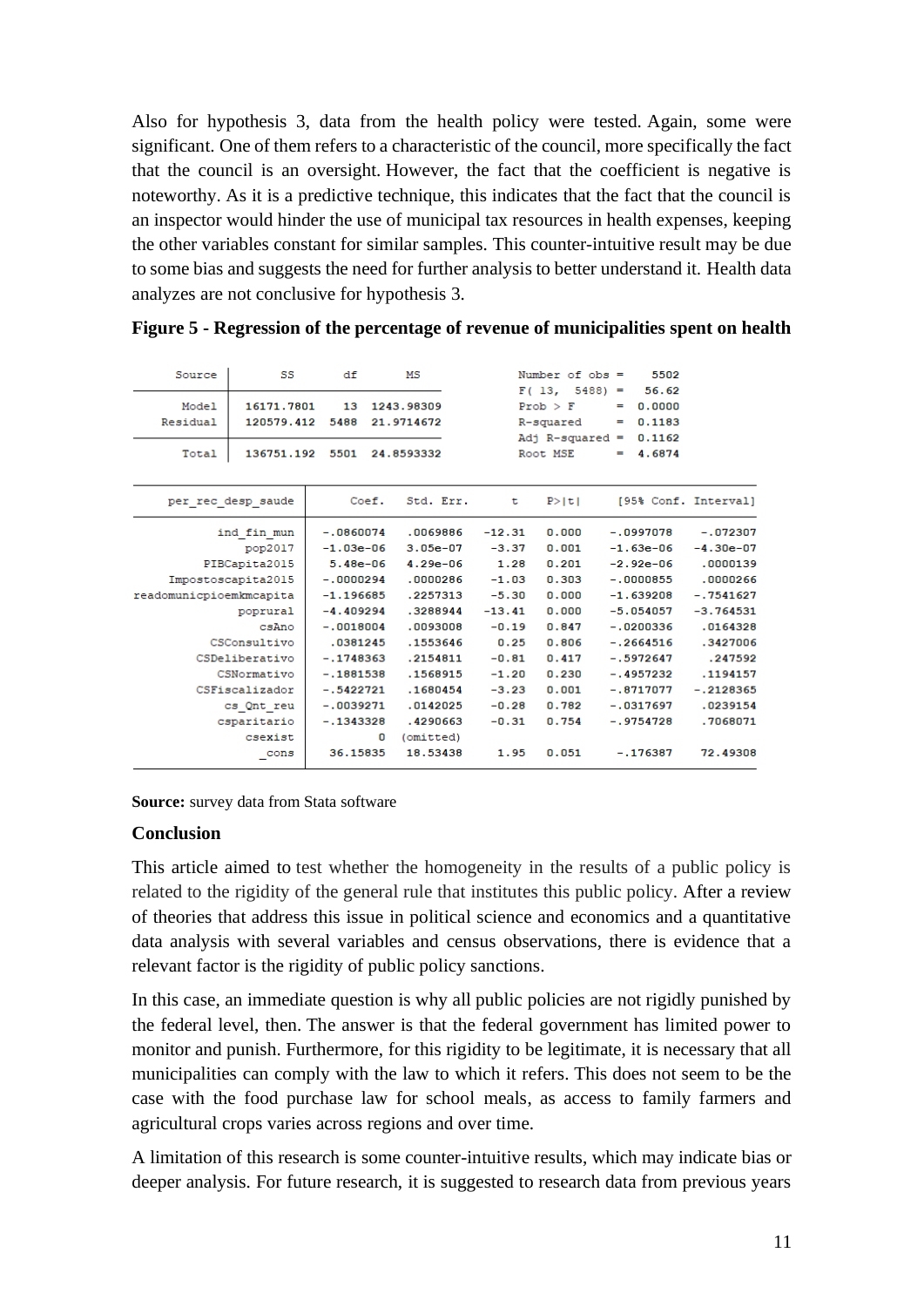Also for hypothesis 3, data from the health policy were tested. Again, some were significant. One of them refers to a characteristic of the council, more specifically the fact that the council is an oversight. However, the fact that the coefficient is negative is noteworthy. As it is a predictive technique, this indicates that the fact that the council is an inspector would hinder the use of municipal tax resources in health expenses, keeping the other variables constant for similar samples. This counter-intuitive result may be due to some bias and suggests the need for further analysis to better understand it. Health data analyzes are not conclusive for hypothesis 3.

**Figure 5 - Regression of the percentage of revenue of municipalities spent on health**

| Source | SS | df | MS |
|---|---|---|---|
| Model | 16171.7801 | 13 | 1243.98309 |
| Residual | 120579.412 | 5488 | 21.9714672 |
| Total | 136751.192 | 5501 | 24.8593332 |

| Statistic | Value |
|---|---|
| Number of obs | 5502 |
| F( 13, 5488) | 56.62 |
| Prob > F | 0.0000 |
| R-squared | 0.1183 |
| Adj R-squared | 0.1162 |
| Root MSE | 4.6874 |

| per_rec_desp_saude | Coef. | Std. Err. | t | P>\|t\| | [95% Conf. | Interval] |
|---|---|---|---|---|---|---|
| ind_fin_mun | -.0860074 | .0069886 | -12.31 | 0.000 | -.0997078 | -.072307 |
| pop2017 | -1.03e-06 | 3.05e-07 | -3.37 | 0.001 | -1.63e-06 | -4.30e-07 |
| PIBCapita2015 | 5.48e-06 | 4.29e-06 | 1.28 | 0.201 | -2.92e-06 | .0000139 |
| Impostoscapita2015 | -.0000294 | .0000286 | -1.03 | 0.303 | -.0000855 | .0000266 |
| readomunicpioemkmcapita | -1.196685 | .2257313 | -5.30 | 0.000 | -1.639208 | -.7541627 |
| poprural | -4.409294 | .3288944 | -13.41 | 0.000 | -5.054057 | -3.764531 |
| csAno | -.0018004 | .0093008 | -0.19 | 0.847 | -.0200336 | .0164328 |
| CSConsultivo | .0381245 | .1553646 | 0.25 | 0.806 | -.2664516 | .3427006 |
| CSDeliberativo | -.1748363 | .2154811 | -0.81 | 0.417 | -.5972647 | .247592 |
| CSNormativo | -.1881538 | .1568915 | -1.20 | 0.230 | -.4957232 | .1194157 |
| CSFiscalizador | -.5422721 | .1680454 | -3.23 | 0.001 | -.8717077 | -.2128365 |
| cs_Qnt_reu | -.0039271 | .0142025 | -0.28 | 0.782 | -.0317697 | .0239154 |
| csparitario | -.1343328 | .4290663 | -0.31 | 0.754 | -.9754728 | .7068071 |
| csexist | 0 | (omitted) | | | | |
| _cons | 36.15835 | 18.53438 | 1.95 | 0.051 | -.176387 | 72.49308 |

**Source:** survey data from Stata software

## Conclusion

This article aimed to test whether the homogeneity in the results of a public policy is related to the rigidity of the general rule that institutes this public policy. After a review of theories that address this issue in political science and economics and a quantitative data analysis with several variables and census observations, there is evidence that a relevant factor is the rigidity of public policy sanctions.

In this case, an immediate question is why all public policies are not rigidly punished by the federal level, then. The answer is that the federal government has limited power to monitor and punish. Furthermore, for this rigidity to be legitimate, it is necessary that all municipalities can comply with the law to which it refers. This does not seem to be the case with the food purchase law for school meals, as access to family farmers and agricultural crops varies across regions and over time.

A limitation of this research is some counter-intuitive results, which may indicate bias or deeper analysis. For future research, it is suggested to research data from previous years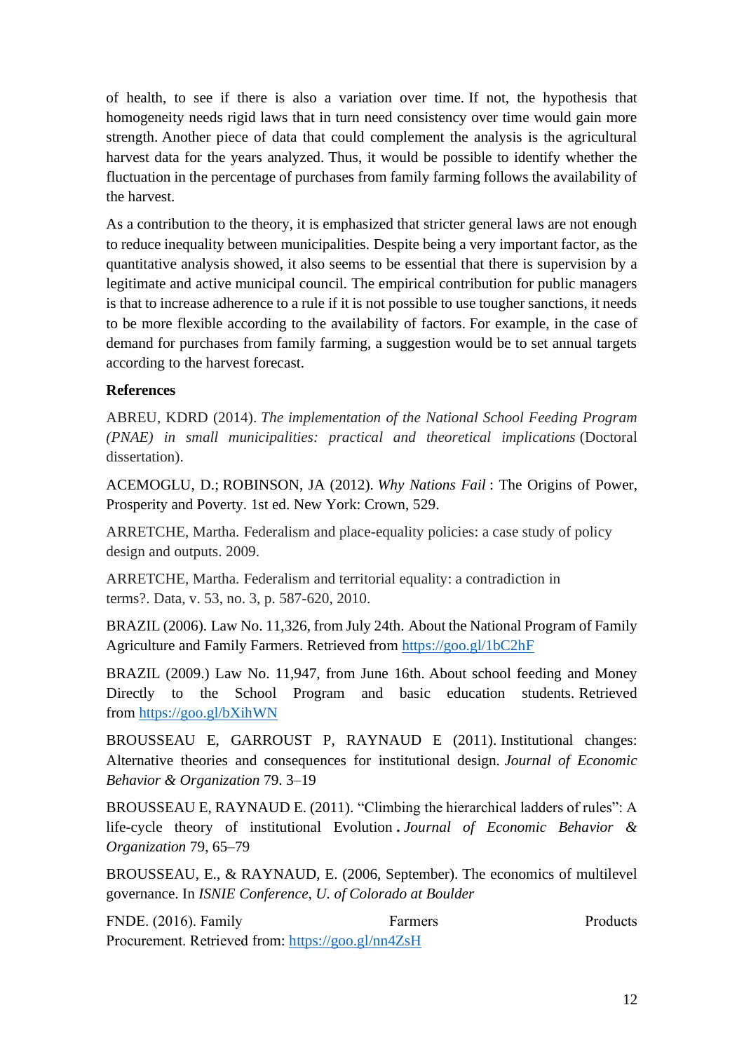of health, to see if there is also a variation over time. If not, the hypothesis that homogeneity needs rigid laws that in turn need consistency over time would gain more strength. Another piece of data that could complement the analysis is the agricultural harvest data for the years analyzed. Thus, it would be possible to identify whether the fluctuation in the percentage of purchases from family farming follows the availability of the harvest.

As a contribution to the theory, it is emphasized that stricter general laws are not enough to reduce inequality between municipalities. Despite being a very important factor, as the quantitative analysis showed, it also seems to be essential that there is supervision by a legitimate and active municipal council. The empirical contribution for public managers is that to increase adherence to a rule if it is not possible to use tougher sanctions, it needs to be more flexible according to the availability of factors. For example, in the case of demand for purchases from family farming, a suggestion would be to set annual targets according to the harvest forecast.

**References**

ABREU, KDRD (2014). *The implementation of the National School Feeding Program (PNAE) in small municipalities: practical and theoretical implications* (Doctoral dissertation).

ACEMOGLU, D.; ROBINSON, JA (2012). *Why Nations Fail* : The Origins of Power, Prosperity and Poverty. 1st ed. New York: Crown, 529.

ARRETCHE, Martha. Federalism and place-equality policies: a case study of policy design and outputs. 2009.

ARRETCHE, Martha. Federalism and territorial equality: a contradiction in terms?. Data, v. 53, no. 3, p. 587-620, 2010.

BRAZIL (2006). Law No. 11,326, from July 24th. About the National Program of Family Agriculture and Family Farmers. Retrieved from https://goo.gl/1bC2hF

BRAZIL (2009.) Law No. 11,947, from June 16th. About school feeding and Money Directly to the School Program and basic education students. Retrieved from https://goo.gl/bXihWN

BROUSSEAU E, GARROUST P, RAYNAUD E (2011). Institutional changes: Alternative theories and consequences for institutional design. *Journal of Economic Behavior & Organization* 79. 3–19

BROUSSEAU E, RAYNAUD E. (2011). "Climbing the hierarchical ladders of rules": A life-cycle theory of institutional Evolution . *Journal of Economic Behavior & Organization* 79, 65–79

BROUSSEAU, E., & RAYNAUD, E. (2006, September). The economics of multilevel governance. In *ISNIE Conference, U. of Colorado at Boulder*

FNDE. (2016). Family Farmers Products Procurement. Retrieved from: https://goo.gl/nn4ZsH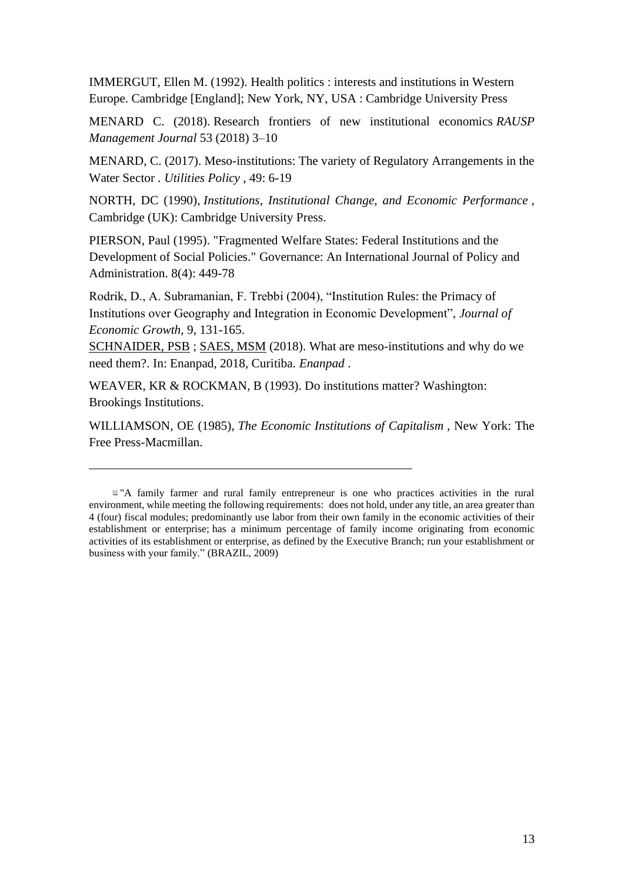IMMERGUT, Ellen M. (1992). Health politics : interests and institutions in Western Europe. Cambridge [England]; New York, NY, USA : Cambridge University Press

MENARD C. (2018). Research frontiers of new institutional economics *RAUSP Management Journal* 53 (2018) 3–10

MENARD, C. (2017). Meso-institutions: The variety of Regulatory Arrangements in the Water Sector . *Utilities Policy* , 49: 6-19

NORTH, DC (1990), *Institutions, Institutional Change, and Economic Performance* , Cambridge (UK): Cambridge University Press.

PIERSON, Paul (1995). "Fragmented Welfare States: Federal Institutions and the Development of Social Policies." Governance: An International Journal of Policy and Administration. 8(4): 449-78

Rodrik, D., A. Subramanian, F. Trebbi (2004), “Institution Rules: the Primacy of Institutions over Geography and Integration in Economic Development”, *Journal of Economic Growth,* 9, 131-165.

SCHNAIDER, PSB ; SAES, MSM (2018). What are meso-institutions and why do we need them?. In: Enanpad, 2018, Curitiba. *Enanpad* .

WEAVER, KR & ROCKMAN, B (1993). Do institutions matter? Washington: Brookings Institutions.

WILLIAMSON, OE (1985), *The Economic Institutions of Capitalism* , New York: The Free Press-Macmillan.

---

[1] "A family farmer and rural family entrepreneur is one who practices activities in the rural environment, while meeting the following requirements: does not hold, under any title, an area greater than 4 (four) fiscal modules; predominantly use labor from their own family in the economic activities of their establishment or enterprise; has a minimum percentage of family income originating from economic activities of its establishment or enterprise, as defined by the Executive Branch; run your establishment or business with your family.” (BRAZIL, 2009)